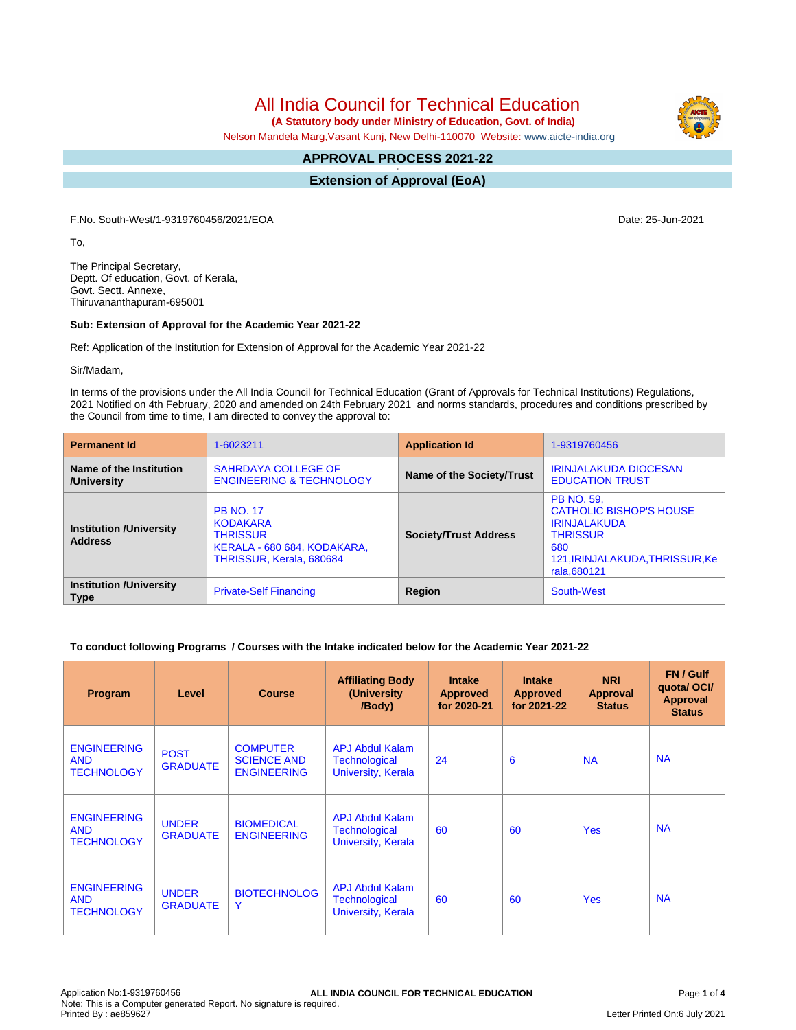# All India Council for Technical Education

**(A Statutory body under Ministry of Education, Govt. of India)**

Nelson Mandela Marg,Vasant Kunj, New Delhi-110070 Website: www.aicte-india.org

## APPROVAL PROCESS 2021-22

## Extension of Approval (EoA)

F.No. South-West/1-9319760456/2021/EOA

Date: 25-Jun-2021

To,

The Principal Secretary,
Deptt. Of education, Govt. of Kerala,
Govt. Sectt. Annexe,
Thiruvananthapuram-695001

**Sub: Extension of Approval for the Academic Year 2021-22**

Ref: Application of the Institution for Extension of Approval for the Academic Year 2021-22

Sir/Madam,

In terms of the provisions under the All India Council for Technical Education (Grant of Approvals for Technical Institutions) Regulations, 2021 Notified on 4th February, 2020 and amended on 24th February 2021 and norms standards, procedures and conditions prescribed by the Council from time to time, I am directed to convey the approval to:

| **Permanent Id** | 1-6023211 | **Application Id** | 1-9319760456 |
|---|---|---|---|
| **Name of the Institution /University** | SAHRDAYA COLLEGE OF ENGINEERING & TECHNOLOGY | **Name of the Society/Trust** | IRINJALAKUDA DIOCESAN EDUCATION TRUST |
| **Institution /University Address** | PB NO. 17 KODAKARA THRISSUR KERALA - 680 684, KODAKARA, THRISSUR, Kerala, 680684 | **Society/Trust Address** | PB NO. 59, CATHOLIC BISHOP'S HOUSE IRINJALAKUDA THRISSUR 680 121,IRINJALAKUDA,THRISSUR,Kerala,680121 |
| **Institution /University Type** | Private-Self Financing | **Region** | South-West |

**To conduct following Programs / Courses with the Intake indicated below for the Academic Year 2021-22**

| Program | Level | Course | Affiliating Body (University /Body) | Intake Approved for 2020-21 | Intake Approved for 2021-22 | NRI Approval Status | FN / Gulf quota/ OCI/ Approval Status |
|---|---|---|---|---|---|---|---|
| ENGINEERING AND TECHNOLOGY | POST GRADUATE | COMPUTER SCIENCE AND ENGINEERING | APJ Abdul Kalam Technological University, Kerala | 24 | 6 | NA | NA |
| ENGINEERING AND TECHNOLOGY | UNDER GRADUATE | BIOMEDICAL ENGINEERING | APJ Abdul Kalam Technological University, Kerala | 60 | 60 | Yes | NA |
| ENGINEERING AND TECHNOLOGY | UNDER GRADUATE | BIOTECHNOLOGY | APJ Abdul Kalam Technological University, Kerala | 60 | 60 | Yes | NA |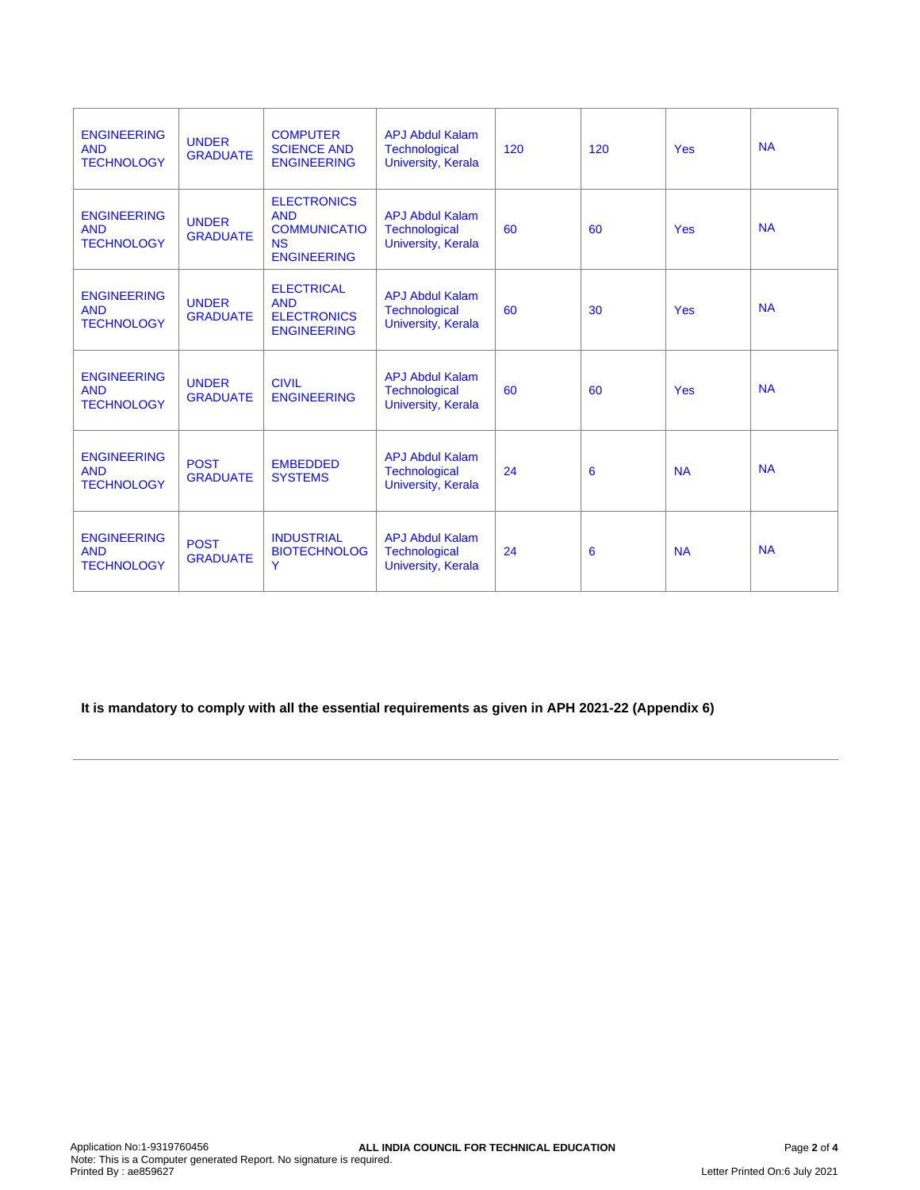| ENGINEERING AND TECHNOLOGY | UNDER GRADUATE | COMPUTER SCIENCE AND ENGINEERING | APJ Abdul Kalam Technological University, Kerala | 120 | 120 | Yes | NA |
|---|---|---|---|---|---|---|---|
| ENGINEERING AND TECHNOLOGY | UNDER GRADUATE | ELECTRONICS AND COMMUNICATIONS ENGINEERING | APJ Abdul Kalam Technological University, Kerala | 60 | 60 | Yes | NA |
| ENGINEERING AND TECHNOLOGY | UNDER GRADUATE | ELECTRICAL AND ELECTRONICS ENGINEERING | APJ Abdul Kalam Technological University, Kerala | 60 | 30 | Yes | NA |
| ENGINEERING AND TECHNOLOGY | UNDER GRADUATE | CIVIL ENGINEERING | APJ Abdul Kalam Technological University, Kerala | 60 | 60 | Yes | NA |
| ENGINEERING AND TECHNOLOGY | POST GRADUATE | EMBEDDED SYSTEMS | APJ Abdul Kalam Technological University, Kerala | 24 | 6 | NA | NA |
| ENGINEERING AND TECHNOLOGY | POST GRADUATE | INDUSTRIAL BIOTECHNOLOGY | APJ Abdul Kalam Technological University, Kerala | 24 | 6 | NA | NA |

**It is mandatory to comply with all the essential requirements as given in APH 2021-22 (Appendix 6)**

---

Application No:1-9319760456
Note: This is a Computer generated Report. No signature is required.
Printed By : ae859627

Letter Printed On:6 July 2021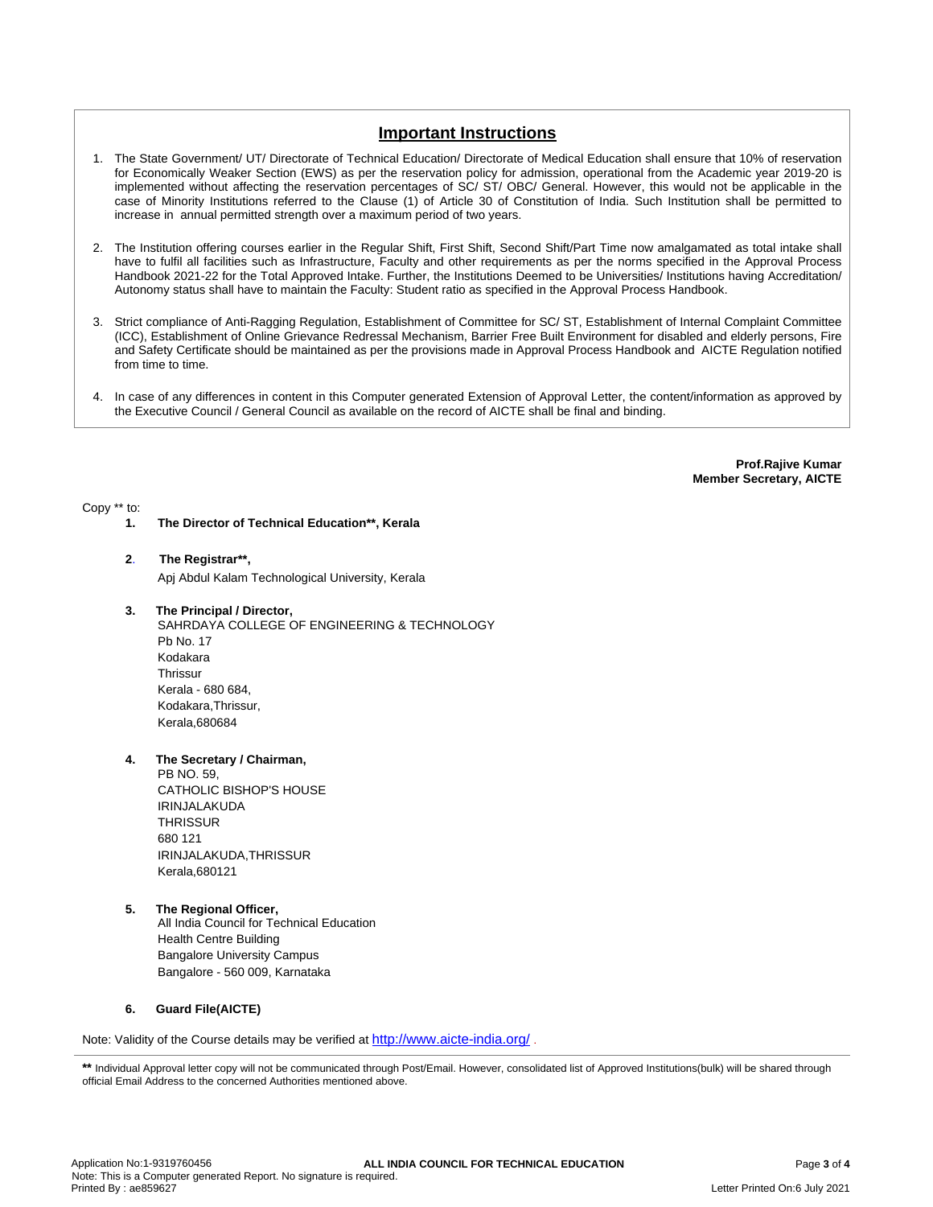## Important Instructions

1. The State Government/ UT/ Directorate of Technical Education/ Directorate of Medical Education shall ensure that 10% of reservation for Economically Weaker Section (EWS) as per the reservation policy for admission, operational from the Academic year 2019-20 is implemented without affecting the reservation percentages of SC/ ST/ OBC/ General. However, this would not be applicable in the case of Minority Institutions referred to the Clause (1) of Article 30 of Constitution of India. Such Institution shall be permitted to increase in annual permitted strength over a maximum period of two years.

2. The Institution offering courses earlier in the Regular Shift, First Shift, Second Shift/Part Time now amalgamated as total intake shall have to fulfil all facilities such as Infrastructure, Faculty and other requirements as per the norms specified in the Approval Process Handbook 2021-22 for the Total Approved Intake. Further, the Institutions Deemed to be Universities/ Institutions having Accreditation/ Autonomy status shall have to maintain the Faculty: Student ratio as specified in the Approval Process Handbook.

3. Strict compliance of Anti-Ragging Regulation, Establishment of Committee for SC/ ST, Establishment of Internal Complaint Committee (ICC), Establishment of Online Grievance Redressal Mechanism, Barrier Free Built Environment for disabled and elderly persons, Fire and Safety Certificate should be maintained as per the provisions made in Approval Process Handbook and AICTE Regulation notified from time to time.

4. In case of any differences in content in this Computer generated Extension of Approval Letter, the content/information as approved by the Executive Council / General Council as available on the record of AICTE shall be final and binding.

**Prof.Rajive Kumar**
**Member Secretary, AICTE**

Copy ** to:

1. **The Director of Technical Education**, Kerala**

2. **The Registrar**,**
   Apj Abdul Kalam Technological University, Kerala

3. **The Principal / Director,**
   SAHRDAYA COLLEGE OF ENGINEERING & TECHNOLOGY
   Pb No. 17
   Kodakara
   Thrissur
   Kerala - 680 684,
   Kodakara,Thrissur,
   Kerala,680684

4. **The Secretary / Chairman,**
   PB NO. 59,
   CATHOLIC BISHOP'S HOUSE
   IRINJALAKUDA
   THRISSUR
   680 121
   IRINJALAKUDA,THRISSUR
   Kerala,680121

5. **The Regional Officer,**
   All India Council for Technical Education
   Health Centre Building
   Bangalore University Campus
   Bangalore - 560 009, Karnataka

6. **Guard File(AICTE)**

Note: Validity of the Course details may be verified at http://www.aicte-india.org/ .

** Individual Approval letter copy will not be communicated through Post/Email. However, consolidated list of Approved Institutions(bulk) will be shared through official Email Address to the concerned Authorities mentioned above.

Application No:1-9319760456
Note: This is a Computer generated Report. No signature is required.
Printed By : ae859627
Letter Printed On:6 July 2021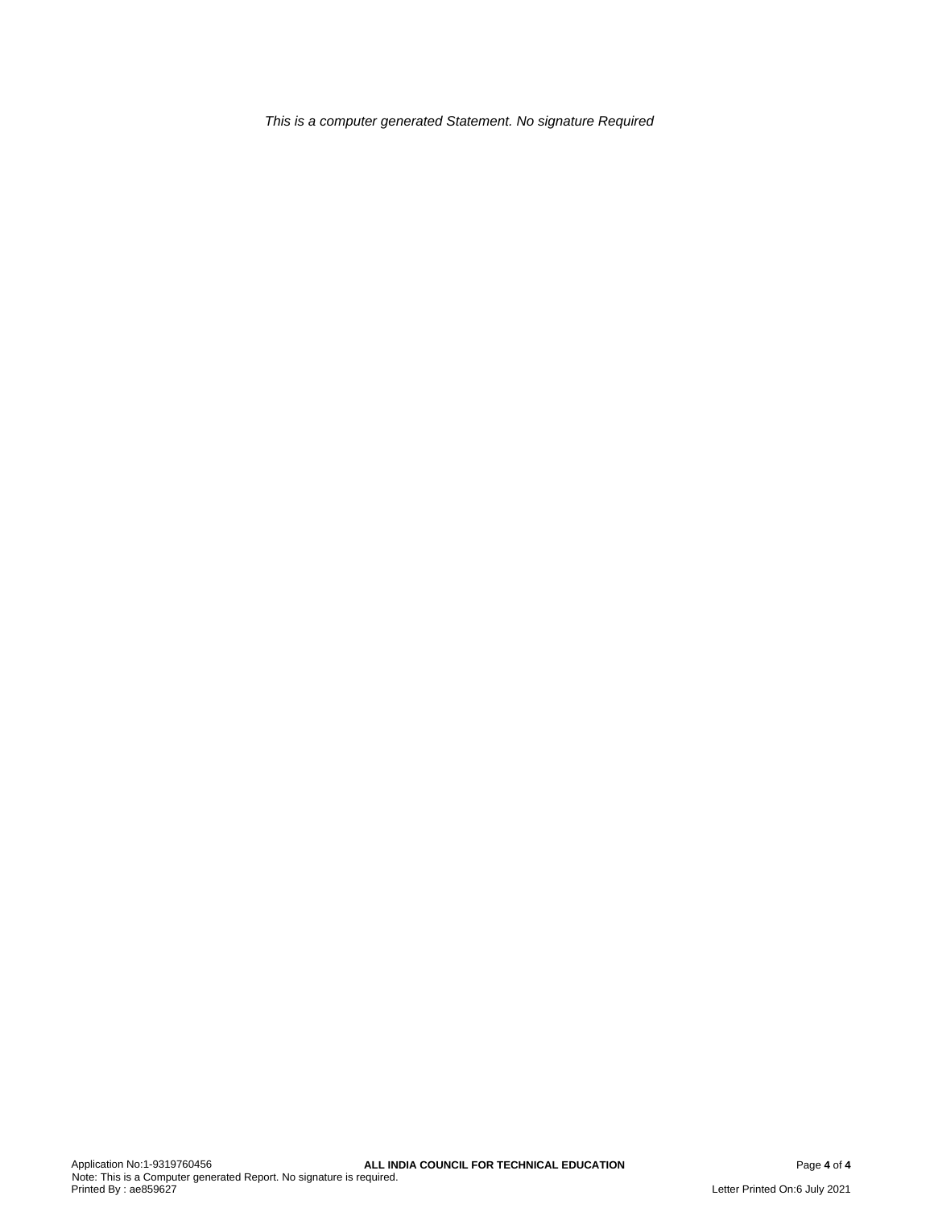*This is a computer generated Statement. No signature Required*